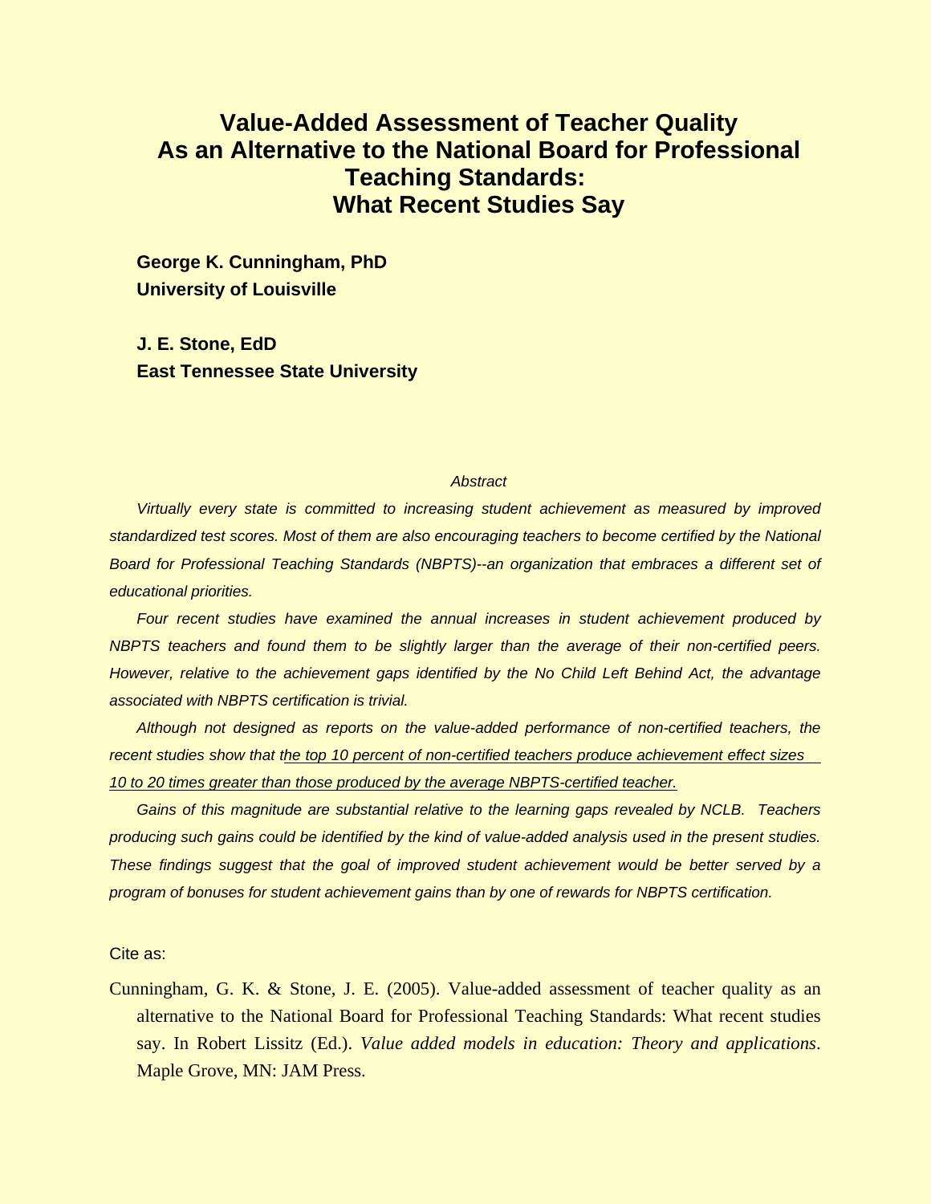# Value-Added Assessment of Teacher Quality As an Alternative to the National Board for Professional Teaching Standards: What Recent Studies Say

**George K. Cunningham, PhD**
**University of Louisville**

**J. E. Stone, EdD**
**East Tennessee State University**

*Abstract*

*Virtually every state is committed to increasing student achievement as measured by improved standardized test scores. Most of them are also encouraging teachers to become certified by the National Board for Professional Teaching Standards (NBPTS)--an organization that embraces a different set of educational priorities.*

*Four recent studies have examined the annual increases in student achievement produced by NBPTS teachers and found them to be slightly larger than the average of their non-certified peers. However, relative to the achievement gaps identified by the No Child Left Behind Act, the advantage associated with NBPTS certification is trivial.*

*Although not designed as reports on the value-added performance of non-certified teachers, the recent studies show that the top 10 percent of non-certified teachers produce achievement effect sizes 10 to 20 times greater than those produced by the average NBPTS-certified teacher.*

*Gains of this magnitude are substantial relative to the learning gaps revealed by NCLB. Teachers producing such gains could be identified by the kind of value-added analysis used in the present studies. These findings suggest that the goal of improved student achievement would be better served by a program of bonuses for student achievement gains than by one of rewards for NBPTS certification.*

Cite as:

Cunningham, G. K. & Stone, J. E. (2005). Value-added assessment of teacher quality as an alternative to the National Board for Professional Teaching Standards: What recent studies say. In Robert Lissitz (Ed.). *Value added models in education: Theory and applications*. Maple Grove, MN: JAM Press.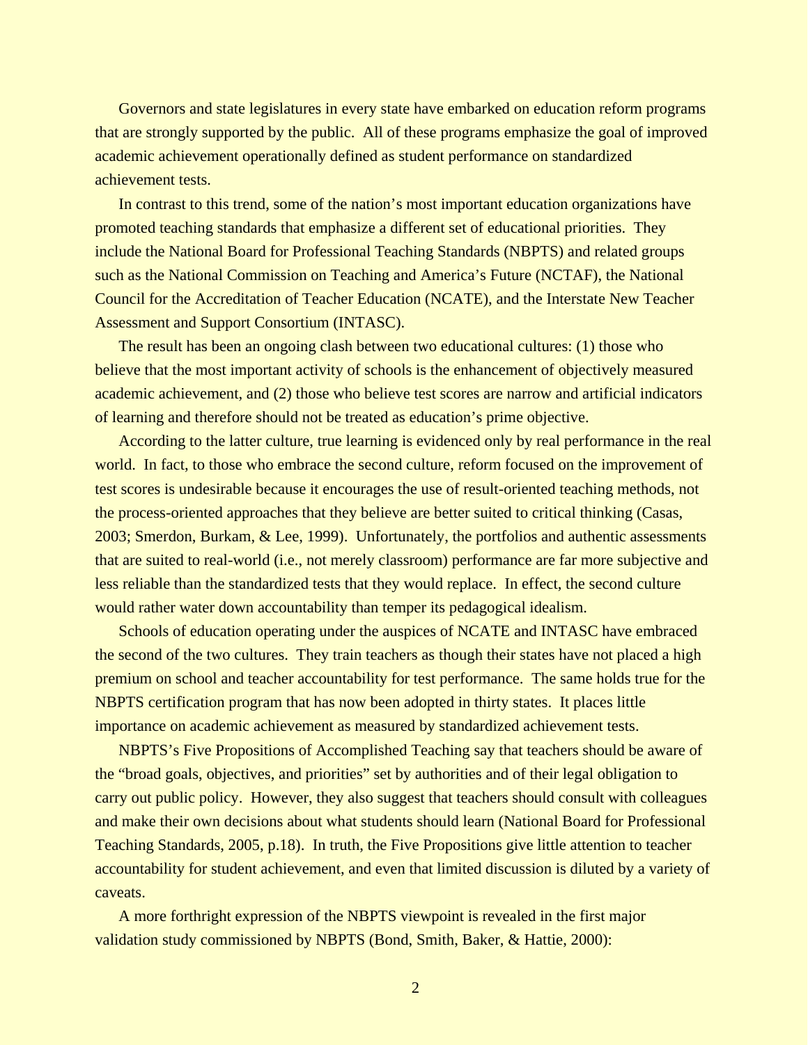Governors and state legislatures in every state have embarked on education reform programs that are strongly supported by the public. All of these programs emphasize the goal of improved academic achievement operationally defined as student performance on standardized achievement tests.

In contrast to this trend, some of the nation's most important education organizations have promoted teaching standards that emphasize a different set of educational priorities. They include the National Board for Professional Teaching Standards (NBPTS) and related groups such as the National Commission on Teaching and America's Future (NCTAF), the National Council for the Accreditation of Teacher Education (NCATE), and the Interstate New Teacher Assessment and Support Consortium (INTASC).

The result has been an ongoing clash between two educational cultures: (1) those who believe that the most important activity of schools is the enhancement of objectively measured academic achievement, and (2) those who believe test scores are narrow and artificial indicators of learning and therefore should not be treated as education's prime objective.

According to the latter culture, true learning is evidenced only by real performance in the real world. In fact, to those who embrace the second culture, reform focused on the improvement of test scores is undesirable because it encourages the use of result-oriented teaching methods, not the process-oriented approaches that they believe are better suited to critical thinking (Casas, 2003; Smerdon, Burkam, & Lee, 1999). Unfortunately, the portfolios and authentic assessments that are suited to real-world (i.e., not merely classroom) performance are far more subjective and less reliable than the standardized tests that they would replace. In effect, the second culture would rather water down accountability than temper its pedagogical idealism.

Schools of education operating under the auspices of NCATE and INTASC have embraced the second of the two cultures. They train teachers as though their states have not placed a high premium on school and teacher accountability for test performance. The same holds true for the NBPTS certification program that has now been adopted in thirty states. It places little importance on academic achievement as measured by standardized achievement tests.

NBPTS's Five Propositions of Accomplished Teaching say that teachers should be aware of the "broad goals, objectives, and priorities" set by authorities and of their legal obligation to carry out public policy. However, they also suggest that teachers should consult with colleagues and make their own decisions about what students should learn (National Board for Professional Teaching Standards, 2005, p.18). In truth, the Five Propositions give little attention to teacher accountability for student achievement, and even that limited discussion is diluted by a variety of caveats.

A more forthright expression of the NBPTS viewpoint is revealed in the first major validation study commissioned by NBPTS (Bond, Smith, Baker, & Hattie, 2000):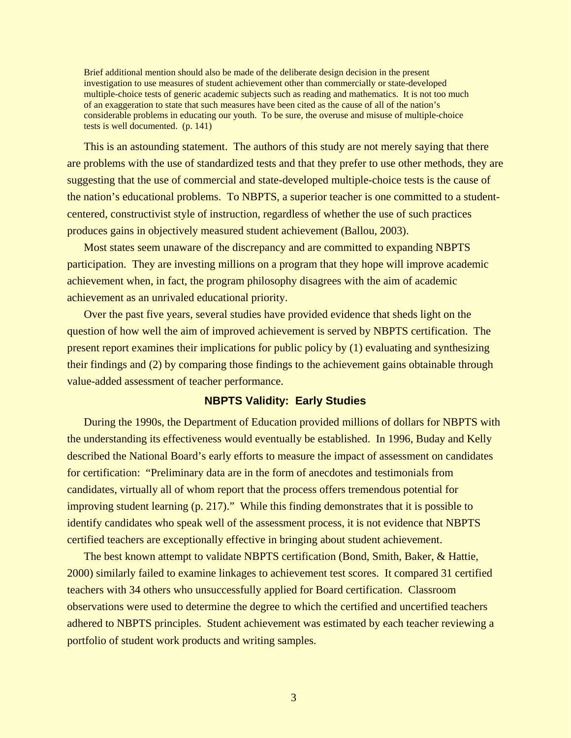> Brief additional mention should also be made of the deliberate design decision in the present investigation to use measures of student achievement other than commercially or state-developed multiple-choice tests of generic academic subjects such as reading and mathematics. It is not too much of an exaggeration to state that such measures have been cited as the cause of all of the nation's considerable problems in educating our youth. To be sure, the overuse and misuse of multiple-choice tests is well documented. (p. 141)

This is an astounding statement. The authors of this study are not merely saying that there are problems with the use of standardized tests and that they prefer to use other methods, they are suggesting that the use of commercial and state-developed multiple-choice tests is the cause of the nation's educational problems. To NBPTS, a superior teacher is one committed to a student-centered, constructivist style of instruction, regardless of whether the use of such practices produces gains in objectively measured student achievement (Ballou, 2003).

Most states seem unaware of the discrepancy and are committed to expanding NBPTS participation. They are investing millions on a program that they hope will improve academic achievement when, in fact, the program philosophy disagrees with the aim of academic achievement as an unrivaled educational priority.

Over the past five years, several studies have provided evidence that sheds light on the question of how well the aim of improved achievement is served by NBPTS certification. The present report examines their implications for public policy by (1) evaluating and synthesizing their findings and (2) by comparing those findings to the achievement gains obtainable through value-added assessment of teacher performance.

## NBPTS Validity: Early Studies

During the 1990s, the Department of Education provided millions of dollars for NBPTS with the understanding its effectiveness would eventually be established. In 1996, Buday and Kelly described the National Board's early efforts to measure the impact of assessment on candidates for certification: "Preliminary data are in the form of anecdotes and testimonials from candidates, virtually all of whom report that the process offers tremendous potential for improving student learning (p. 217)." While this finding demonstrates that it is possible to identify candidates who speak well of the assessment process, it is not evidence that NBPTS certified teachers are exceptionally effective in bringing about student achievement.

The best known attempt to validate NBPTS certification (Bond, Smith, Baker, & Hattie, 2000) similarly failed to examine linkages to achievement test scores. It compared 31 certified teachers with 34 others who unsuccessfully applied for Board certification. Classroom observations were used to determine the degree to which the certified and uncertified teachers adhered to NBPTS principles. Student achievement was estimated by each teacher reviewing a portfolio of student work products and writing samples.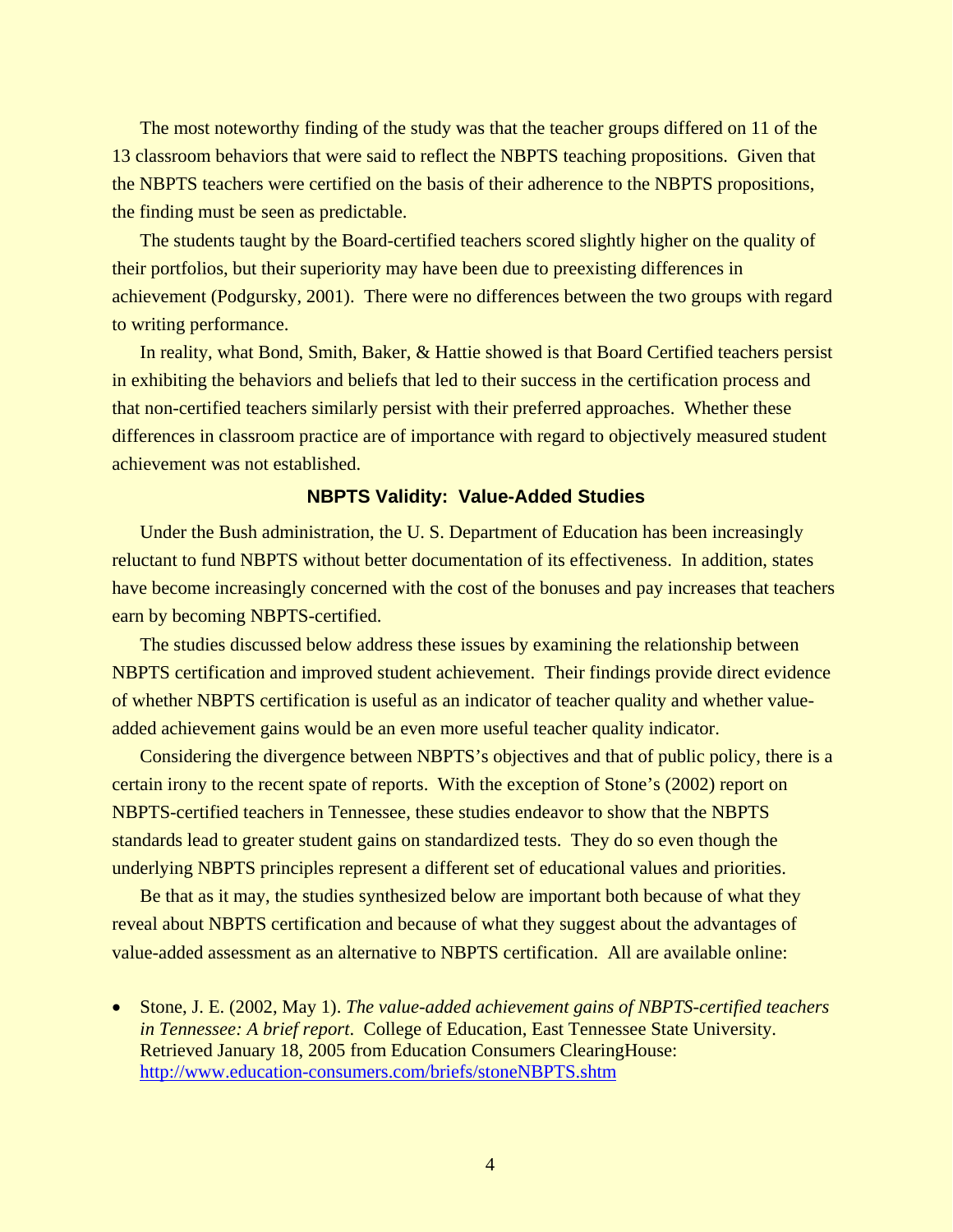The most noteworthy finding of the study was that the teacher groups differed on 11 of the 13 classroom behaviors that were said to reflect the NBPTS teaching propositions. Given that the NBPTS teachers were certified on the basis of their adherence to the NBPTS propositions, the finding must be seen as predictable.

The students taught by the Board-certified teachers scored slightly higher on the quality of their portfolios, but their superiority may have been due to preexisting differences in achievement (Podgursky, 2001). There were no differences between the two groups with regard to writing performance.

In reality, what Bond, Smith, Baker, & Hattie showed is that Board Certified teachers persist in exhibiting the behaviors and beliefs that led to their success in the certification process and that non-certified teachers similarly persist with their preferred approaches. Whether these differences in classroom practice are of importance with regard to objectively measured student achievement was not established.

### NBPTS Validity: Value-Added Studies

Under the Bush administration, the U. S. Department of Education has been increasingly reluctant to fund NBPTS without better documentation of its effectiveness. In addition, states have become increasingly concerned with the cost of the bonuses and pay increases that teachers earn by becoming NBPTS-certified.

The studies discussed below address these issues by examining the relationship between NBPTS certification and improved student achievement. Their findings provide direct evidence of whether NBPTS certification is useful as an indicator of teacher quality and whether value-added achievement gains would be an even more useful teacher quality indicator.

Considering the divergence between NBPTS's objectives and that of public policy, there is a certain irony to the recent spate of reports. With the exception of Stone's (2002) report on NBPTS-certified teachers in Tennessee, these studies endeavor to show that the NBPTS standards lead to greater student gains on standardized tests. They do so even though the underlying NBPTS principles represent a different set of educational values and priorities.

Be that as it may, the studies synthesized below are important both because of what they reveal about NBPTS certification and because of what they suggest about the advantages of value-added assessment as an alternative to NBPTS certification. All are available online:

- Stone, J. E. (2002, May 1). *The value-added achievement gains of NBPTS-certified teachers in Tennessee: A brief report*. College of Education, East Tennessee State University. Retrieved January 18, 2005 from Education Consumers ClearingHouse: http://www.education-consumers.com/briefs/stoneNBPTS.shtm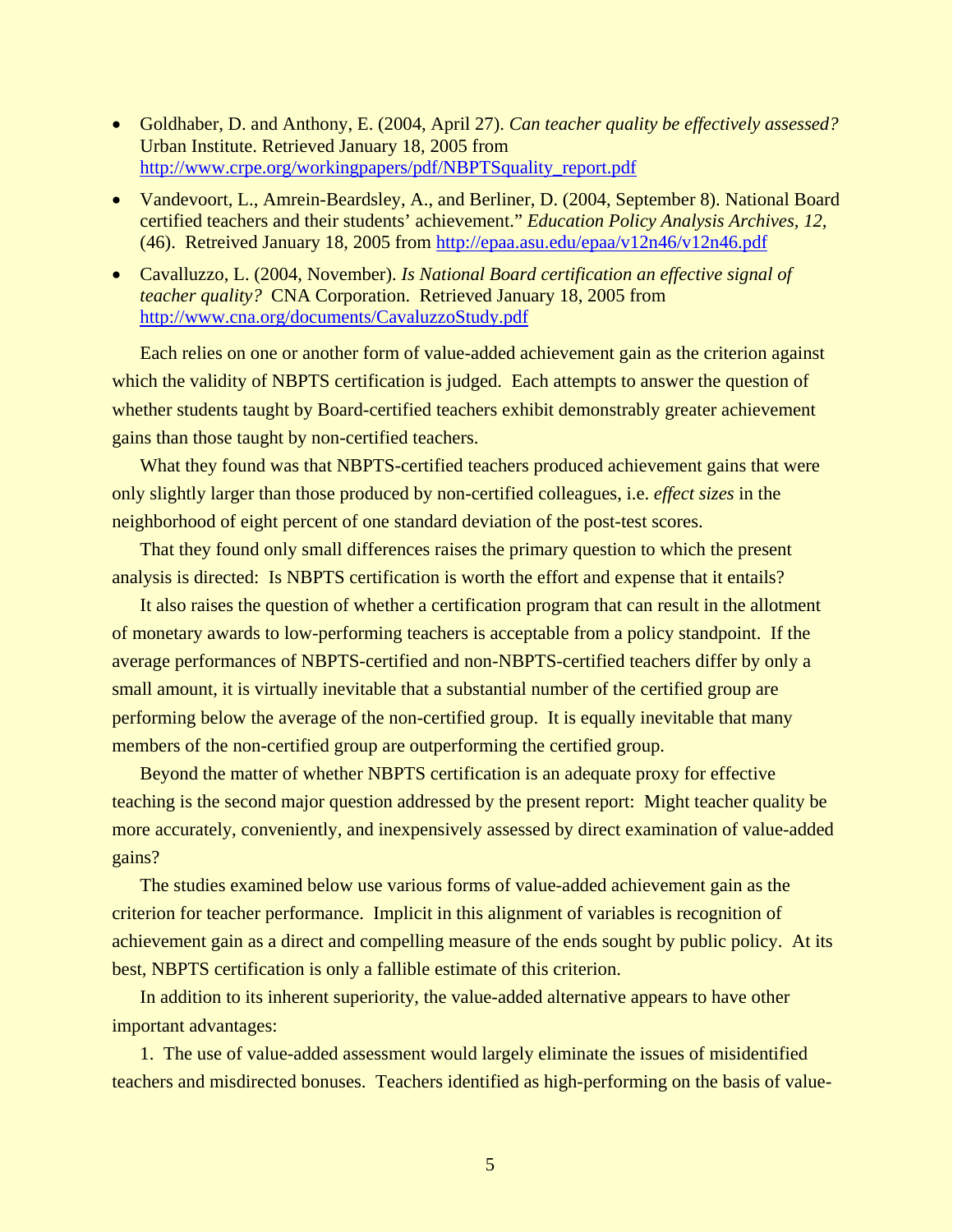- Goldhaber, D. and Anthony, E. (2004, April 27). *Can teacher quality be effectively assessed?* Urban Institute. Retrieved January 18, 2005 from http://www.crpe.org/workingpapers/pdf/NBPTSquality_report.pdf
- Vandevoort, L., Amrein-Beardsley, A., and Berliner, D. (2004, September 8). National Board certified teachers and their students' achievement." *Education Policy Analysis Archives, 12,* (46). Retreived January 18, 2005 from http://epaa.asu.edu/epaa/v12n46/v12n46.pdf
- Cavalluzzo, L. (2004, November). *Is National Board certification an effective signal of teacher quality?* CNA Corporation. Retrieved January 18, 2005 from http://www.cna.org/documents/CavaluzzoStudy.pdf

Each relies on one or another form of value-added achievement gain as the criterion against which the validity of NBPTS certification is judged. Each attempts to answer the question of whether students taught by Board-certified teachers exhibit demonstrably greater achievement gains than those taught by non-certified teachers.

What they found was that NBPTS-certified teachers produced achievement gains that were only slightly larger than those produced by non-certified colleagues, i.e. *effect sizes* in the neighborhood of eight percent of one standard deviation of the post-test scores.

That they found only small differences raises the primary question to which the present analysis is directed: Is NBPTS certification is worth the effort and expense that it entails?

It also raises the question of whether a certification program that can result in the allotment of monetary awards to low-performing teachers is acceptable from a policy standpoint. If the average performances of NBPTS-certified and non-NBPTS-certified teachers differ by only a small amount, it is virtually inevitable that a substantial number of the certified group are performing below the average of the non-certified group. It is equally inevitable that many members of the non-certified group are outperforming the certified group.

Beyond the matter of whether NBPTS certification is an adequate proxy for effective teaching is the second major question addressed by the present report: Might teacher quality be more accurately, conveniently, and inexpensively assessed by direct examination of value-added gains?

The studies examined below use various forms of value-added achievement gain as the criterion for teacher performance. Implicit in this alignment of variables is recognition of achievement gain as a direct and compelling measure of the ends sought by public policy. At its best, NBPTS certification is only a fallible estimate of this criterion.

In addition to its inherent superiority, the value-added alternative appears to have other important advantages:

1. The use of value-added assessment would largely eliminate the issues of misidentified teachers and misdirected bonuses. Teachers identified as high-performing on the basis of value-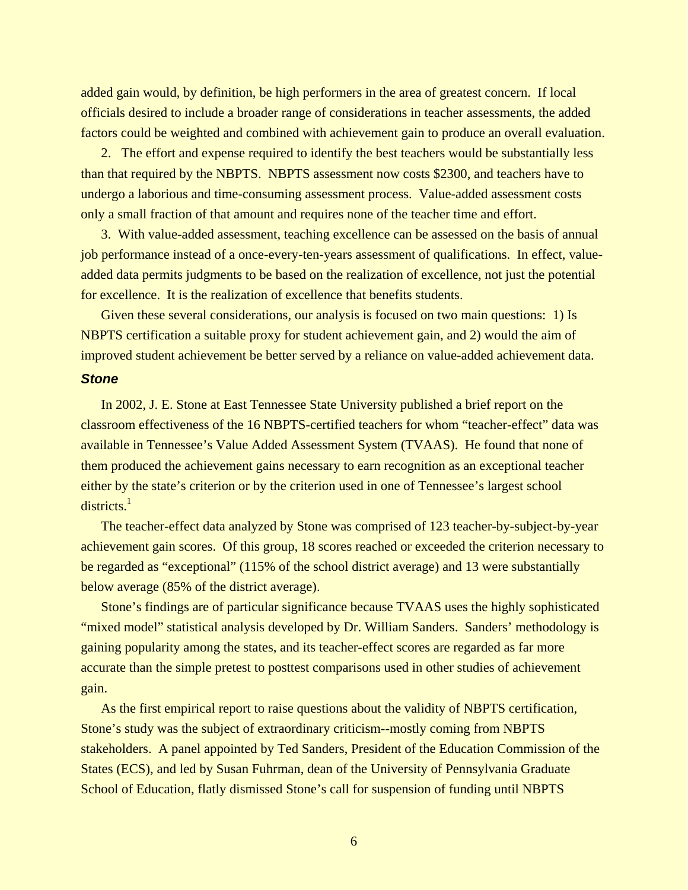added gain would, by definition, be high performers in the area of greatest concern. If local officials desired to include a broader range of considerations in teacher assessments, the added factors could be weighted and combined with achievement gain to produce an overall evaluation.

2. The effort and expense required to identify the best teachers would be substantially less than that required by the NBPTS. NBPTS assessment now costs $2300, and teachers have to undergo a laborious and time-consuming assessment process. Value-added assessment costs only a small fraction of that amount and requires none of the teacher time and effort.

3. With value-added assessment, teaching excellence can be assessed on the basis of annual job performance instead of a once-every-ten-years assessment of qualifications. In effect, value-added data permits judgments to be based on the realization of excellence, not just the potential for excellence. It is the realization of excellence that benefits students.

Given these several considerations, our analysis is focused on two main questions: 1) Is NBPTS certification a suitable proxy for student achievement gain, and 2) would the aim of improved student achievement be better served by a reliance on value-added achievement data.

### *Stone*

In 2002, J. E. Stone at East Tennessee State University published a brief report on the classroom effectiveness of the 16 NBPTS-certified teachers for whom "teacher-effect" data was available in Tennessee's Value Added Assessment System (TVAAS). He found that none of them produced the achievement gains necessary to earn recognition as an exceptional teacher either by the state's criterion or by the criterion used in one of Tennessee's largest school districts.[1]

The teacher-effect data analyzed by Stone was comprised of 123 teacher-by-subject-by-year achievement gain scores. Of this group, 18 scores reached or exceeded the criterion necessary to be regarded as "exceptional" (115% of the school district average) and 13 were substantially below average (85% of the district average).

Stone's findings are of particular significance because TVAAS uses the highly sophisticated "mixed model" statistical analysis developed by Dr. William Sanders. Sanders' methodology is gaining popularity among the states, and its teacher-effect scores are regarded as far more accurate than the simple pretest to posttest comparisons used in other studies of achievement gain.

As the first empirical report to raise questions about the validity of NBPTS certification, Stone's study was the subject of extraordinary criticism--mostly coming from NBPTS stakeholders. A panel appointed by Ted Sanders, President of the Education Commission of the States (ECS), and led by Susan Fuhrman, dean of the University of Pennsylvania Graduate School of Education, flatly dismissed Stone's call for suspension of funding until NBPTS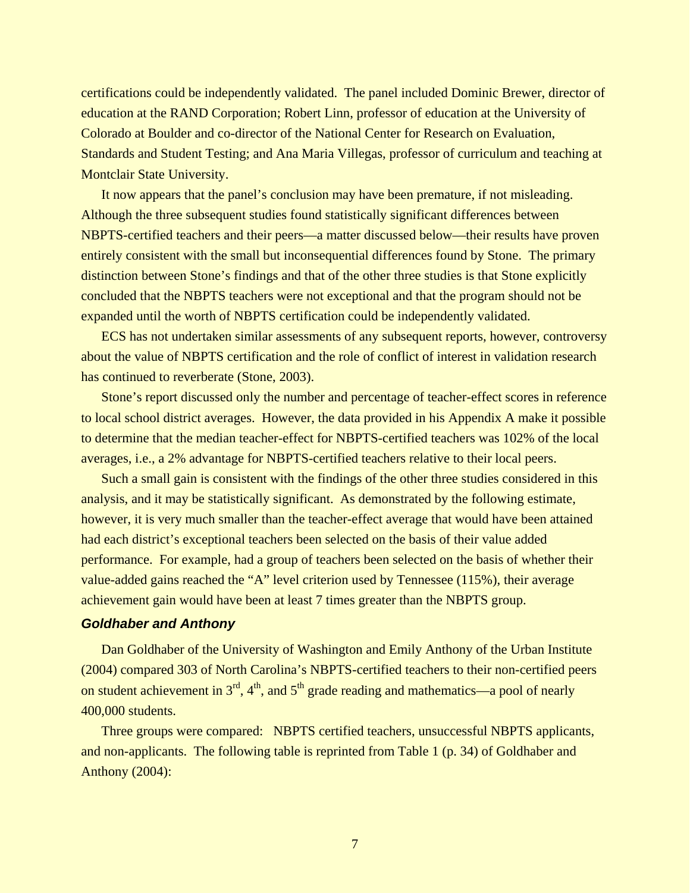certifications could be independently validated. The panel included Dominic Brewer, director of education at the RAND Corporation; Robert Linn, professor of education at the University of Colorado at Boulder and co-director of the National Center for Research on Evaluation, Standards and Student Testing; and Ana Maria Villegas, professor of curriculum and teaching at Montclair State University.

It now appears that the panel's conclusion may have been premature, if not misleading. Although the three subsequent studies found statistically significant differences between NBPTS-certified teachers and their peers—a matter discussed below—their results have proven entirely consistent with the small but inconsequential differences found by Stone. The primary distinction between Stone's findings and that of the other three studies is that Stone explicitly concluded that the NBPTS teachers were not exceptional and that the program should not be expanded until the worth of NBPTS certification could be independently validated.

ECS has not undertaken similar assessments of any subsequent reports, however, controversy about the value of NBPTS certification and the role of conflict of interest in validation research has continued to reverberate (Stone, 2003).

Stone's report discussed only the number and percentage of teacher-effect scores in reference to local school district averages. However, the data provided in his Appendix A make it possible to determine that the median teacher-effect for NBPTS-certified teachers was 102% of the local averages, i.e., a 2% advantage for NBPTS-certified teachers relative to their local peers.

Such a small gain is consistent with the findings of the other three studies considered in this analysis, and it may be statistically significant. As demonstrated by the following estimate, however, it is very much smaller than the teacher-effect average that would have been attained had each district's exceptional teachers been selected on the basis of their value added performance. For example, had a group of teachers been selected on the basis of whether their value-added gains reached the "A" level criterion used by Tennessee (115%), their average achievement gain would have been at least 7 times greater than the NBPTS group.

### *Goldhaber and Anthony*

Dan Goldhaber of the University of Washington and Emily Anthony of the Urban Institute (2004) compared 303 of North Carolina's NBPTS-certified teachers to their non-certified peers on student achievement in 3rd, 4th, and 5th grade reading and mathematics—a pool of nearly 400,000 students.

Three groups were compared: NBPTS certified teachers, unsuccessful NBPTS applicants, and non-applicants. The following table is reprinted from Table 1 (p. 34) of Goldhaber and Anthony (2004):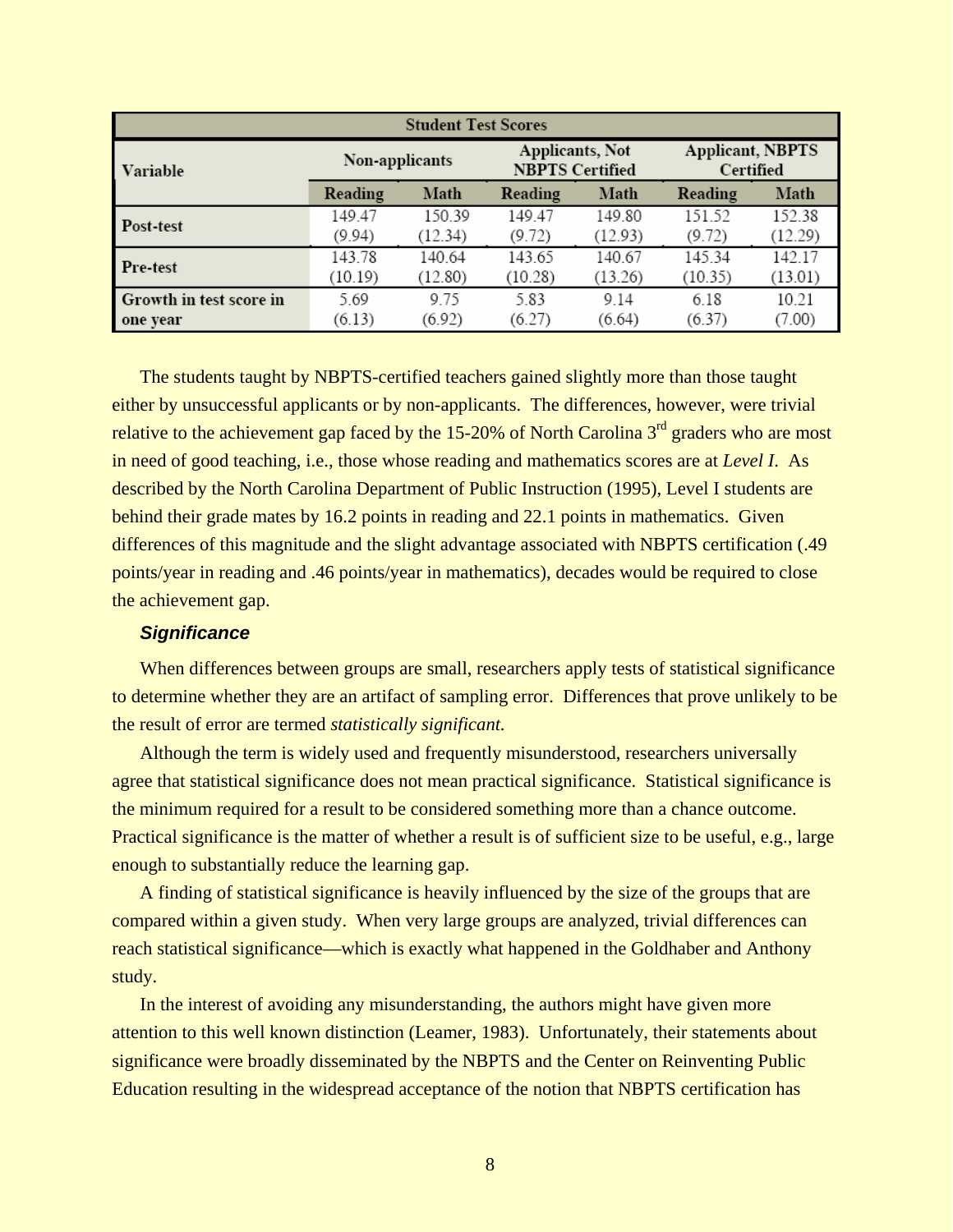| Student Test Scores | | | | | | |
|---|---|---|---|---|---|---|
| Variable | Non-applicants | | Applicants, Not NBPTS Certified | | Applicant, NBPTS Certified | |
| | Reading | Math | Reading | Math | Reading | Math |
| Post-test | 149.47 (9.94) | 150.39 (12.34) | 149.47 (9.72) | 149.80 (12.93) | 151.52 (9.72) | 152.38 (12.29) |
| Pre-test | 143.78 (10.19) | 140.64 (12.80) | 143.65 (10.28) | 140.67 (13.26) | 145.34 (10.35) | 142.17 (13.01) |
| Growth in test score in one year | 5.69 (6.13) | 9.75 (6.92) | 5.83 (6.27) | 9.14 (6.64) | 6.18 (6.37) | 10.21 (7.00) |

The students taught by NBPTS-certified teachers gained slightly more than those taught either by unsuccessful applicants or by non-applicants. The differences, however, were trivial relative to the achievement gap faced by the 15-20% of North Carolina 3rd graders who are most in need of good teaching, i.e., those whose reading and mathematics scores are at *Level I*. As described by the North Carolina Department of Public Instruction (1995), Level I students are behind their grade mates by 16.2 points in reading and 22.1 points in mathematics. Given differences of this magnitude and the slight advantage associated with NBPTS certification (.49 points/year in reading and .46 points/year in mathematics), decades would be required to close the achievement gap.

### *Significance*

When differences between groups are small, researchers apply tests of statistical significance to determine whether they are an artifact of sampling error. Differences that prove unlikely to be the result of error are termed *statistically significant.*

Although the term is widely used and frequently misunderstood, researchers universally agree that statistical significance does not mean practical significance. Statistical significance is the minimum required for a result to be considered something more than a chance outcome. Practical significance is the matter of whether a result is of sufficient size to be useful, e.g., large enough to substantially reduce the learning gap.

A finding of statistical significance is heavily influenced by the size of the groups that are compared within a given study. When very large groups are analyzed, trivial differences can reach statistical significance—which is exactly what happened in the Goldhaber and Anthony study.

In the interest of avoiding any misunderstanding, the authors might have given more attention to this well known distinction (Leamer, 1983). Unfortunately, their statements about significance were broadly disseminated by the NBPTS and the Center on Reinventing Public Education resulting in the widespread acceptance of the notion that NBPTS certification has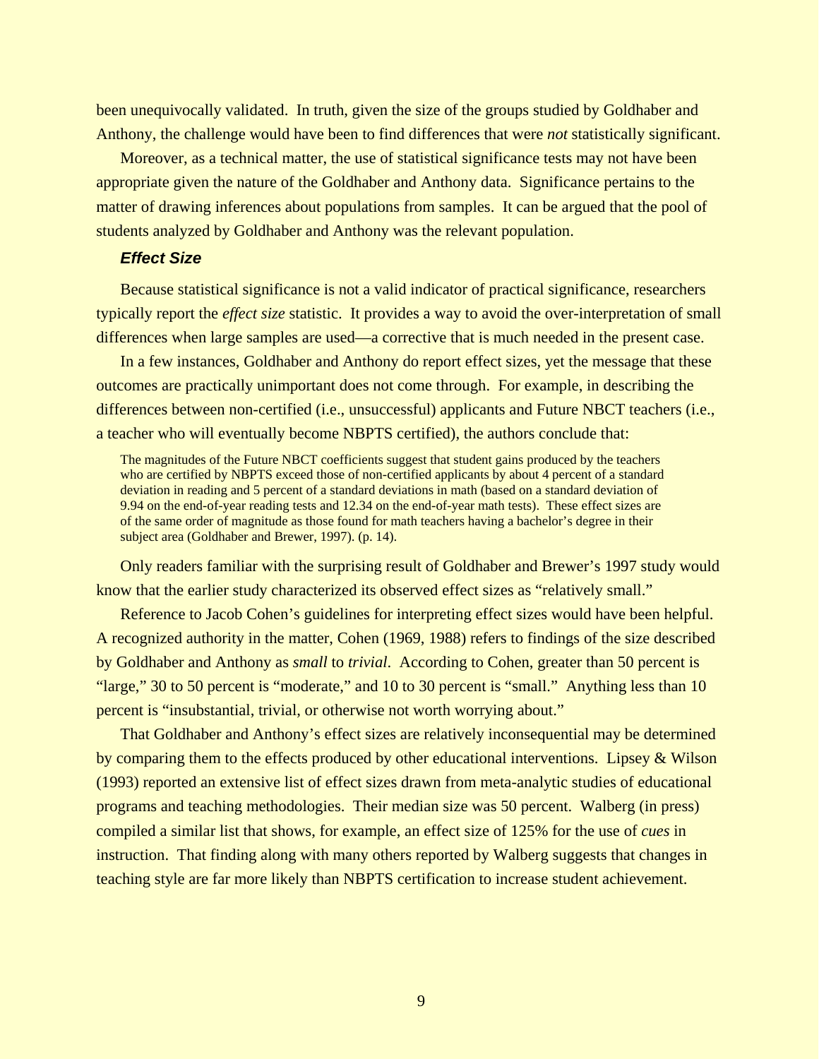been unequivocally validated. In truth, given the size of the groups studied by Goldhaber and Anthony, the challenge would have been to find differences that were *not* statistically significant.

Moreover, as a technical matter, the use of statistical significance tests may not have been appropriate given the nature of the Goldhaber and Anthony data. Significance pertains to the matter of drawing inferences about populations from samples. It can be argued that the pool of students analyzed by Goldhaber and Anthony was the relevant population.

### *Effect Size*

Because statistical significance is not a valid indicator of practical significance, researchers typically report the *effect size* statistic. It provides a way to avoid the over-interpretation of small differences when large samples are used—a corrective that is much needed in the present case.

In a few instances, Goldhaber and Anthony do report effect sizes, yet the message that these outcomes are practically unimportant does not come through. For example, in describing the differences between non-certified (i.e., unsuccessful) applicants and Future NBCT teachers (i.e., a teacher who will eventually become NBPTS certified), the authors conclude that:

> The magnitudes of the Future NBCT coefficients suggest that student gains produced by the teachers who are certified by NBPTS exceed those of non-certified applicants by about 4 percent of a standard deviation in reading and 5 percent of a standard deviations in math (based on a standard deviation of 9.94 on the end-of-year reading tests and 12.34 on the end-of-year math tests). These effect sizes are of the same order of magnitude as those found for math teachers having a bachelor's degree in their subject area (Goldhaber and Brewer, 1997). (p. 14).

Only readers familiar with the surprising result of Goldhaber and Brewer's 1997 study would know that the earlier study characterized its observed effect sizes as "relatively small."

Reference to Jacob Cohen's guidelines for interpreting effect sizes would have been helpful. A recognized authority in the matter, Cohen (1969, 1988) refers to findings of the size described by Goldhaber and Anthony as *small* to *trivial*. According to Cohen, greater than 50 percent is "large," 30 to 50 percent is "moderate," and 10 to 30 percent is "small." Anything less than 10 percent is "insubstantial, trivial, or otherwise not worth worrying about."

That Goldhaber and Anthony's effect sizes are relatively inconsequential may be determined by comparing them to the effects produced by other educational interventions. Lipsey & Wilson (1993) reported an extensive list of effect sizes drawn from meta-analytic studies of educational programs and teaching methodologies. Their median size was 50 percent. Walberg (in press) compiled a similar list that shows, for example, an effect size of 125% for the use of *cues* in instruction. That finding along with many others reported by Walberg suggests that changes in teaching style are far more likely than NBPTS certification to increase student achievement.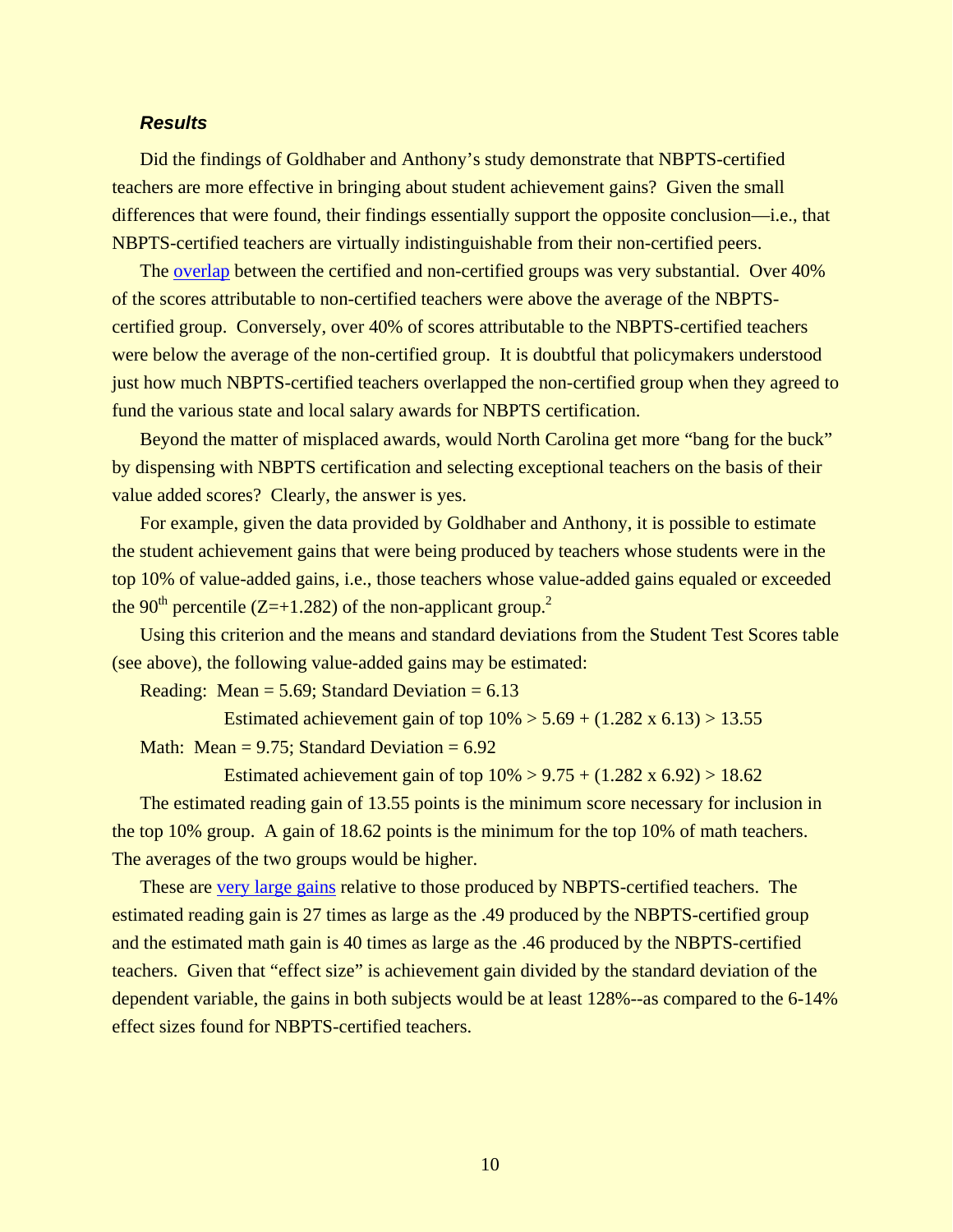### *Results*

Did the findings of Goldhaber and Anthony's study demonstrate that NBPTS-certified teachers are more effective in bringing about student achievement gains? Given the small differences that were found, their findings essentially support the opposite conclusion—i.e., that NBPTS-certified teachers are virtually indistinguishable from their non-certified peers.

The overlap between the certified and non-certified groups was very substantial. Over 40% of the scores attributable to non-certified teachers were above the average of the NBPTS-certified group. Conversely, over 40% of scores attributable to the NBPTS-certified teachers were below the average of the non-certified group. It is doubtful that policymakers understood just how much NBPTS-certified teachers overlapped the non-certified group when they agreed to fund the various state and local salary awards for NBPTS certification.

Beyond the matter of misplaced awards, would North Carolina get more "bang for the buck" by dispensing with NBPTS certification and selecting exceptional teachers on the basis of their value added scores? Clearly, the answer is yes.

For example, given the data provided by Goldhaber and Anthony, it is possible to estimate the student achievement gains that were being produced by teachers whose students were in the top 10% of value-added gains, i.e., those teachers whose value-added gains equaled or exceeded the 90th percentile ($Z=+1.282$) of the non-applicant group.[2]

Using this criterion and the means and standard deviations from the Student Test Scores table (see above), the following value-added gains may be estimated:

Reading: Mean = 5.69; Standard Deviation = 6.13

Estimated achievement gain of top 10% > $5.69 + (1.282 \times 6.13) > 13.55$

Math: Mean = 9.75; Standard Deviation = 6.92

Estimated achievement gain of top 10% > $9.75 + (1.282 \times 6.92) > 18.62$

The estimated reading gain of 13.55 points is the minimum score necessary for inclusion in the top 10% group. A gain of 18.62 points is the minimum for the top 10% of math teachers. The averages of the two groups would be higher.

These are very large gains relative to those produced by NBPTS-certified teachers. The estimated reading gain is 27 times as large as the .49 produced by the NBPTS-certified group and the estimated math gain is 40 times as large as the .46 produced by the NBPTS-certified teachers. Given that "effect size" is achievement gain divided by the standard deviation of the dependent variable, the gains in both subjects would be at least 128%--as compared to the 6-14% effect sizes found for NBPTS-certified teachers.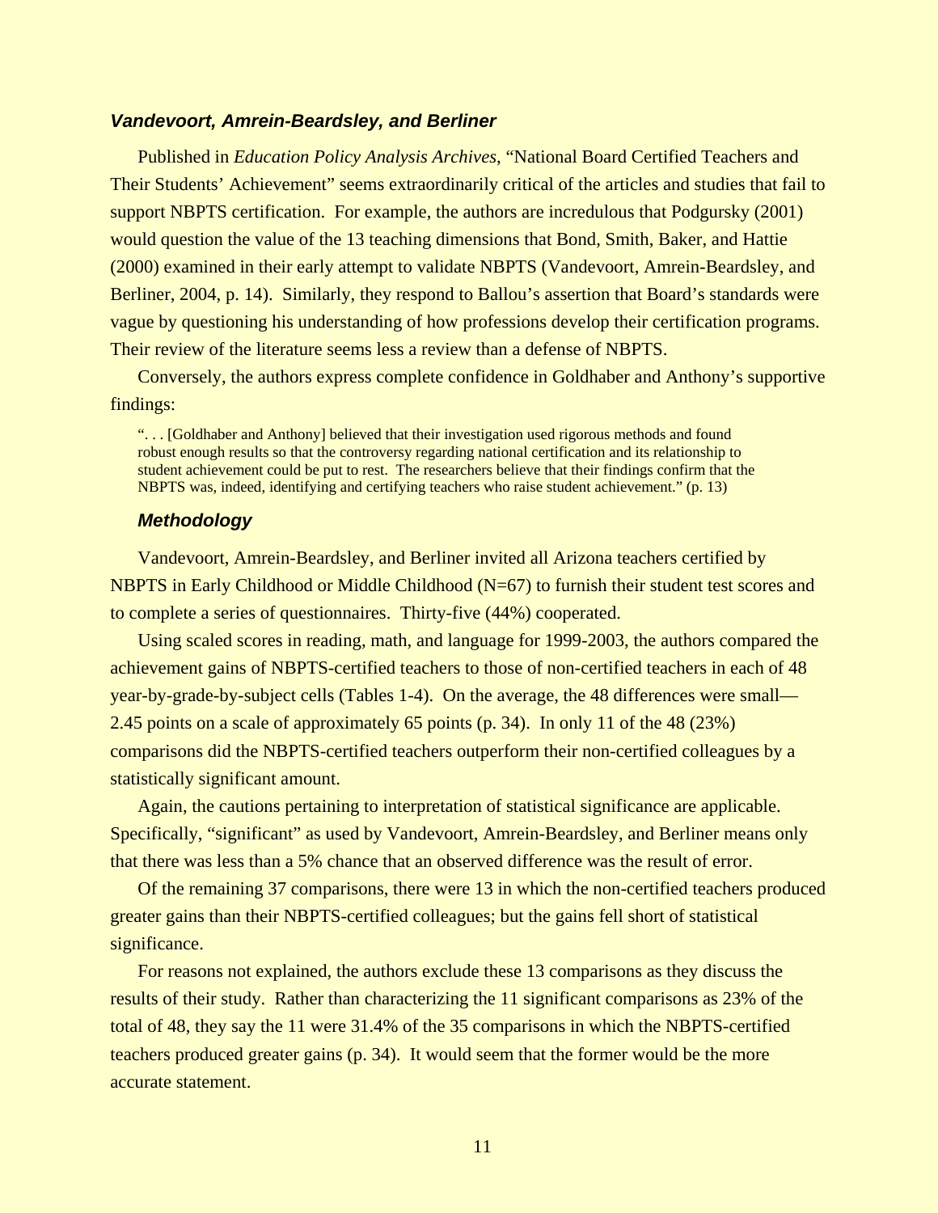### *Vandevoort, Amrein-Beardsley, and Berliner*

Published in *Education Policy Analysis Archives*, "National Board Certified Teachers and Their Students' Achievement" seems extraordinarily critical of the articles and studies that fail to support NBPTS certification. For example, the authors are incredulous that Podgursky (2001) would question the value of the 13 teaching dimensions that Bond, Smith, Baker, and Hattie (2000) examined in their early attempt to validate NBPTS (Vandevoort, Amrein-Beardsley, and Berliner, 2004, p. 14). Similarly, they respond to Ballou's assertion that Board's standards were vague by questioning his understanding of how professions develop their certification programs. Their review of the literature seems less a review than a defense of NBPTS.

Conversely, the authors express complete confidence in Goldhaber and Anthony's supportive findings:

> ". . . [Goldhaber and Anthony] believed that their investigation used rigorous methods and found robust enough results so that the controversy regarding national certification and its relationship to student achievement could be put to rest. The researchers believe that their findings confirm that the NBPTS was, indeed, identifying and certifying teachers who raise student achievement." (p. 13)

#### *Methodology*

Vandevoort, Amrein-Beardsley, and Berliner invited all Arizona teachers certified by NBPTS in Early Childhood or Middle Childhood (N=67) to furnish their student test scores and to complete a series of questionnaires. Thirty-five (44%) cooperated.

Using scaled scores in reading, math, and language for 1999-2003, the authors compared the achievement gains of NBPTS-certified teachers to those of non-certified teachers in each of 48 year-by-grade-by-subject cells (Tables 1-4). On the average, the 48 differences were small—2.45 points on a scale of approximately 65 points (p. 34). In only 11 of the 48 (23%) comparisons did the NBPTS-certified teachers outperform their non-certified colleagues by a statistically significant amount.

Again, the cautions pertaining to interpretation of statistical significance are applicable. Specifically, "significant" as used by Vandevoort, Amrein-Beardsley, and Berliner means only that there was less than a 5% chance that an observed difference was the result of error.

Of the remaining 37 comparisons, there were 13 in which the non-certified teachers produced greater gains than their NBPTS-certified colleagues; but the gains fell short of statistical significance.

For reasons not explained, the authors exclude these 13 comparisons as they discuss the results of their study. Rather than characterizing the 11 significant comparisons as 23% of the total of 48, they say the 11 were 31.4% of the 35 comparisons in which the NBPTS-certified teachers produced greater gains (p. 34). It would seem that the former would be the more accurate statement.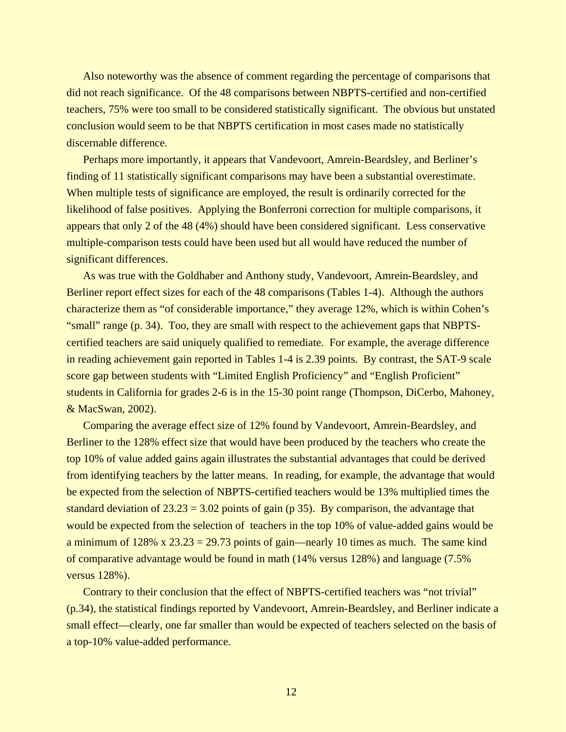Also noteworthy was the absence of comment regarding the percentage of comparisons that did not reach significance. Of the 48 comparisons between NBPTS-certified and non-certified teachers, 75% were too small to be considered statistically significant. The obvious but unstated conclusion would seem to be that NBPTS certification in most cases made no statistically discernable difference.

Perhaps more importantly, it appears that Vandevoort, Amrein-Beardsley, and Berliner's finding of 11 statistically significant comparisons may have been a substantial overestimate. When multiple tests of significance are employed, the result is ordinarily corrected for the likelihood of false positives. Applying the Bonferroni correction for multiple comparisons, it appears that only 2 of the 48 (4%) should have been considered significant. Less conservative multiple-comparison tests could have been used but all would have reduced the number of significant differences.

As was true with the Goldhaber and Anthony study, Vandevoort, Amrein-Beardsley, and Berliner report effect sizes for each of the 48 comparisons (Tables 1-4). Although the authors characterize them as "of considerable importance," they average 12%, which is within Cohen's "small" range (p. 34). Too, they are small with respect to the achievement gaps that NBPTS-certified teachers are said uniquely qualified to remediate. For example, the average difference in reading achievement gain reported in Tables 1-4 is 2.39 points. By contrast, the SAT-9 scale score gap between students with "Limited English Proficiency" and "English Proficient" students in California for grades 2-6 is in the 15-30 point range (Thompson, DiCerbo, Mahoney, & MacSwan, 2002).

Comparing the average effect size of 12% found by Vandevoort, Amrein-Beardsley, and Berliner to the 128% effect size that would have been produced by the teachers who create the top 10% of value added gains again illustrates the substantial advantages that could be derived from identifying teachers by the latter means. In reading, for example, the advantage that would be expected from the selection of NBPTS-certified teachers would be 13% multiplied times the standard deviation of 23.23 = 3.02 points of gain (p 35). By comparison, the advantage that would be expected from the selection of teachers in the top 10% of value-added gains would be a minimum of 128% x 23.23 = 29.73 points of gain—nearly 10 times as much. The same kind of comparative advantage would be found in math (14% versus 128%) and language (7.5% versus 128%).

Contrary to their conclusion that the effect of NBPTS-certified teachers was "not trivial" (p.34), the statistical findings reported by Vandevoort, Amrein-Beardsley, and Berliner indicate a small effect—clearly, one far smaller than would be expected of teachers selected on the basis of a top-10% value-added performance.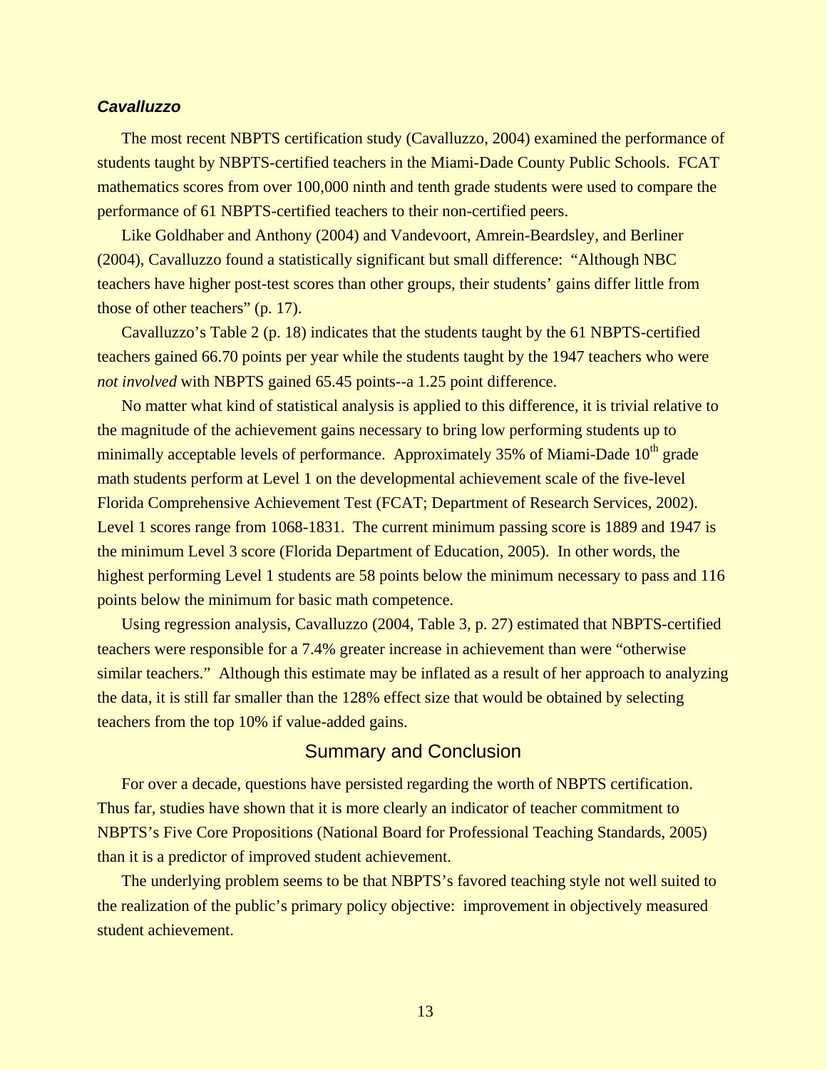### *Cavalluzzo*

The most recent NBPTS certification study (Cavalluzzo, 2004) examined the performance of students taught by NBPTS-certified teachers in the Miami-Dade County Public Schools. FCAT mathematics scores from over 100,000 ninth and tenth grade students were used to compare the performance of 61 NBPTS-certified teachers to their non-certified peers.

Like Goldhaber and Anthony (2004) and Vandevoort, Amrein-Beardsley, and Berliner (2004), Cavalluzzo found a statistically significant but small difference: "Although NBC teachers have higher post-test scores than other groups, their students' gains differ little from those of other teachers" (p. 17).

Cavalluzzo's Table 2 (p. 18) indicates that the students taught by the 61 NBPTS-certified teachers gained 66.70 points per year while the students taught by the 1947 teachers who were *not involved* with NBPTS gained 65.45 points--a 1.25 point difference.

No matter what kind of statistical analysis is applied to this difference, it is trivial relative to the magnitude of the achievement gains necessary to bring low performing students up to minimally acceptable levels of performance. Approximately 35% of Miami-Dade 10th grade math students perform at Level 1 on the developmental achievement scale of the five-level Florida Comprehensive Achievement Test (FCAT; Department of Research Services, 2002). Level 1 scores range from 1068-1831. The current minimum passing score is 1889 and 1947 is the minimum Level 3 score (Florida Department of Education, 2005). In other words, the highest performing Level 1 students are 58 points below the minimum necessary to pass and 116 points below the minimum for basic math competence.

Using regression analysis, Cavalluzzo (2004, Table 3, p. 27) estimated that NBPTS-certified teachers were responsible for a 7.4% greater increase in achievement than were "otherwise similar teachers." Although this estimate may be inflated as a result of her approach to analyzing the data, it is still far smaller than the 128% effect size that would be obtained by selecting teachers from the top 10% if value-added gains.

## Summary and Conclusion

For over a decade, questions have persisted regarding the worth of NBPTS certification. Thus far, studies have shown that it is more clearly an indicator of teacher commitment to NBPTS's Five Core Propositions (National Board for Professional Teaching Standards, 2005) than it is a predictor of improved student achievement.

The underlying problem seems to be that NBPTS's favored teaching style not well suited to the realization of the public's primary policy objective: improvement in objectively measured student achievement.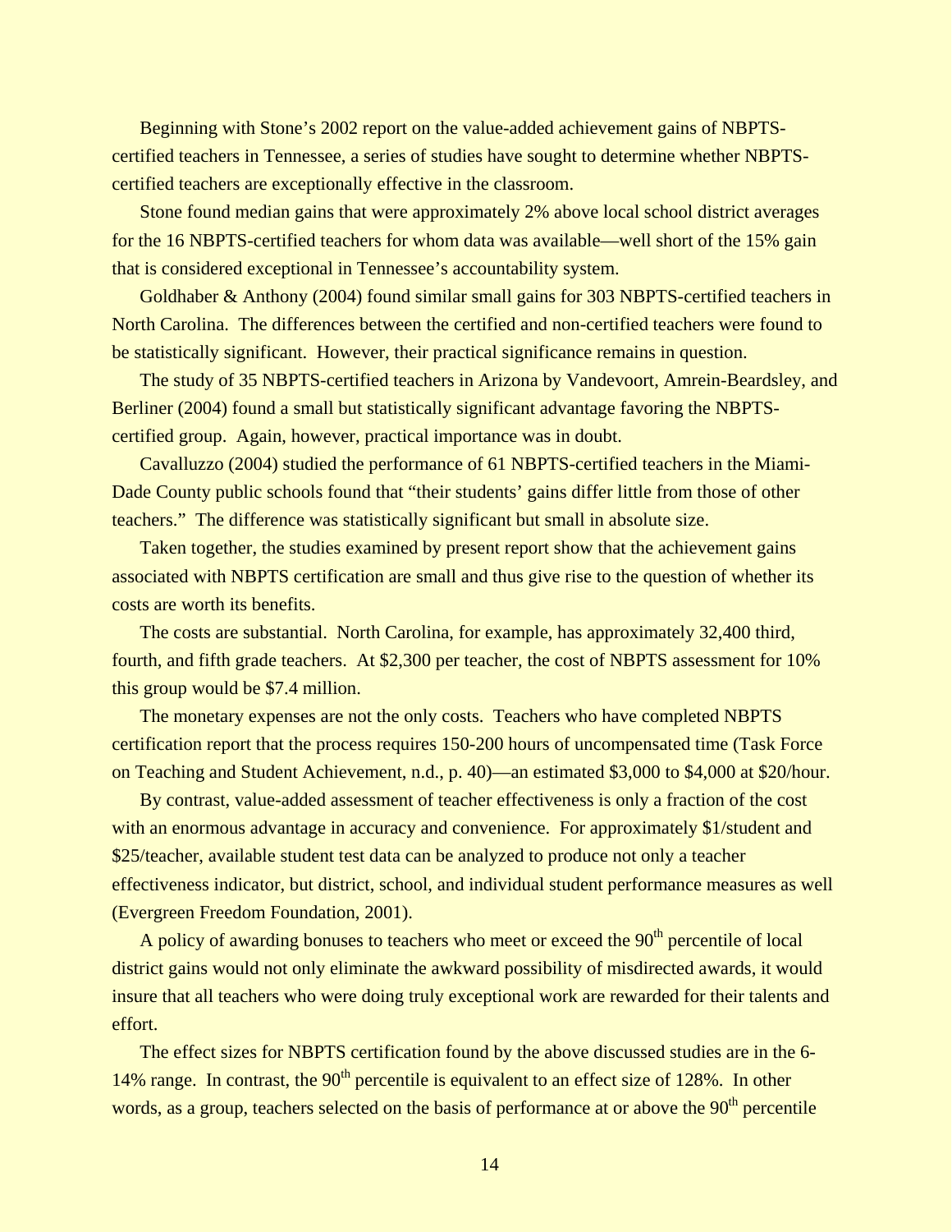Beginning with Stone's 2002 report on the value-added achievement gains of NBPTS-certified teachers in Tennessee, a series of studies have sought to determine whether NBPTS-certified teachers are exceptionally effective in the classroom.

Stone found median gains that were approximately 2% above local school district averages for the 16 NBPTS-certified teachers for whom data was available—well short of the 15% gain that is considered exceptional in Tennessee's accountability system.

Goldhaber & Anthony (2004) found similar small gains for 303 NBPTS-certified teachers in North Carolina. The differences between the certified and non-certified teachers were found to be statistically significant. However, their practical significance remains in question.

The study of 35 NBPTS-certified teachers in Arizona by Vandevoort, Amrein-Beardsley, and Berliner (2004) found a small but statistically significant advantage favoring the NBPTS-certified group. Again, however, practical importance was in doubt.

Cavalluzzo (2004) studied the performance of 61 NBPTS-certified teachers in the Miami-Dade County public schools found that "their students' gains differ little from those of other teachers." The difference was statistically significant but small in absolute size.

Taken together, the studies examined by present report show that the achievement gains associated with NBPTS certification are small and thus give rise to the question of whether its costs are worth its benefits.

The costs are substantial. North Carolina, for example, has approximately 32,400 third, fourth, and fifth grade teachers. At $2,300 per teacher, the cost of NBPTS assessment for 10% this group would be $7.4 million.

The monetary expenses are not the only costs. Teachers who have completed NBPTS certification report that the process requires 150-200 hours of uncompensated time (Task Force on Teaching and Student Achievement, n.d., p. 40)—an estimated $3,000 to $4,000 at $20/hour.

By contrast, value-added assessment of teacher effectiveness is only a fraction of the cost with an enormous advantage in accuracy and convenience. For approximately $1/student and $25/teacher, available student test data can be analyzed to produce not only a teacher effectiveness indicator, but district, school, and individual student performance measures as well (Evergreen Freedom Foundation, 2001).

A policy of awarding bonuses to teachers who meet or exceed the 90th percentile of local district gains would not only eliminate the awkward possibility of misdirected awards, it would insure that all teachers who were doing truly exceptional work are rewarded for their talents and effort.

The effect sizes for NBPTS certification found by the above discussed studies are in the 6-14% range. In contrast, the 90th percentile is equivalent to an effect size of 128%. In other words, as a group, teachers selected on the basis of performance at or above the 90th percentile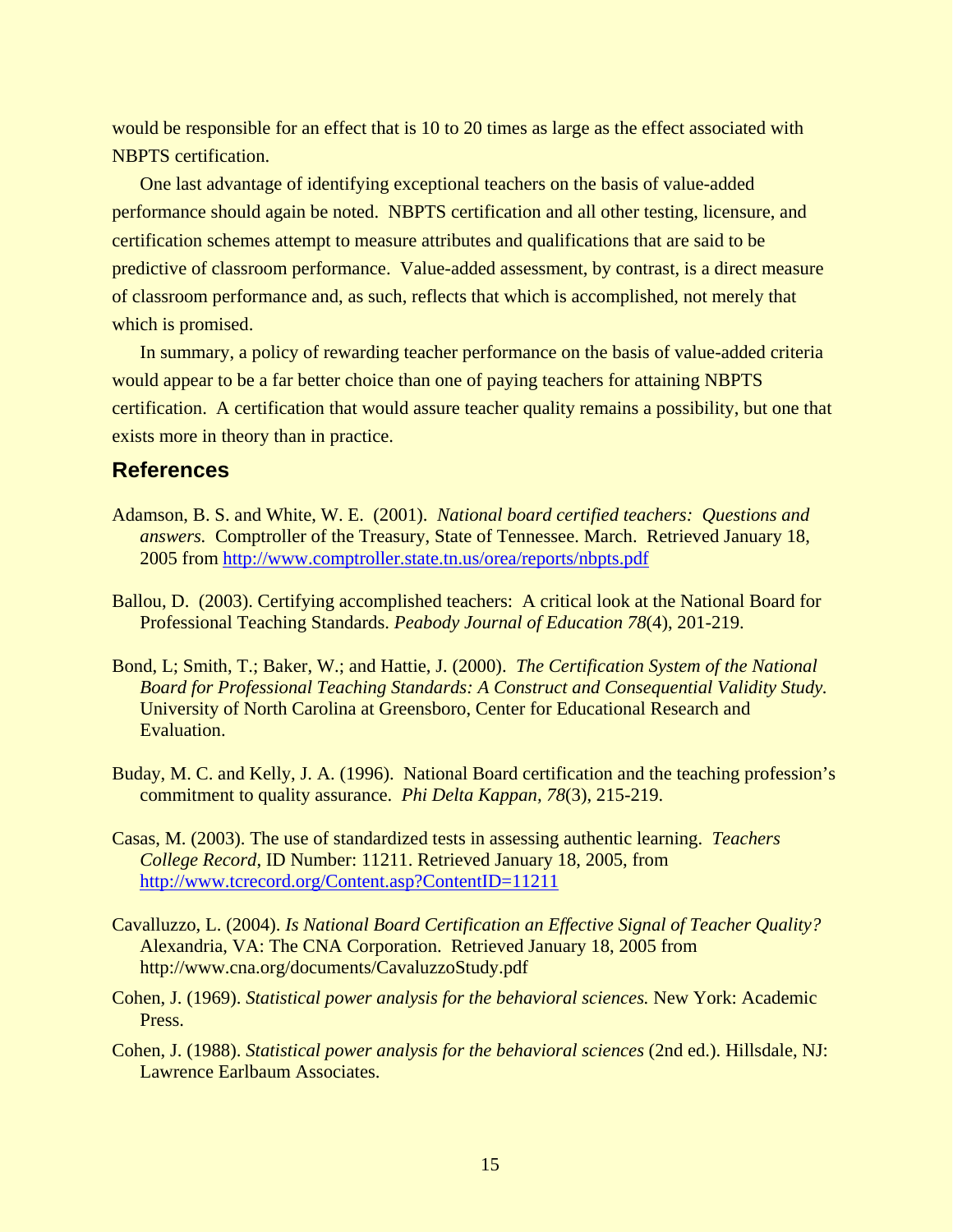would be responsible for an effect that is 10 to 20 times as large as the effect associated with NBPTS certification.

One last advantage of identifying exceptional teachers on the basis of value-added performance should again be noted. NBPTS certification and all other testing, licensure, and certification schemes attempt to measure attributes and qualifications that are said to be predictive of classroom performance. Value-added assessment, by contrast, is a direct measure of classroom performance and, as such, reflects that which is accomplished, not merely that which is promised.

In summary, a policy of rewarding teacher performance on the basis of value-added criteria would appear to be a far better choice than one of paying teachers for attaining NBPTS certification. A certification that would assure teacher quality remains a possibility, but one that exists more in theory than in practice.

## References

Adamson, B. S. and White, W. E. (2001). *National board certified teachers: Questions and answers.* Comptroller of the Treasury, State of Tennessee. March. Retrieved January 18, 2005 from http://www.comptroller.state.tn.us/orea/reports/nbpts.pdf

Ballou, D. (2003). Certifying accomplished teachers: A critical look at the National Board for Professional Teaching Standards. *Peabody Journal of Education 78*(4), 201-219.

Bond, L; Smith, T.; Baker, W.; and Hattie, J. (2000). *The Certification System of the National Board for Professional Teaching Standards: A Construct and Consequential Validity Study.* University of North Carolina at Greensboro, Center for Educational Research and Evaluation.

Buday, M. C. and Kelly, J. A. (1996). National Board certification and the teaching profession's commitment to quality assurance. *Phi Delta Kappan, 78*(3), 215-219.

Casas, M. (2003). The use of standardized tests in assessing authentic learning. *Teachers College Record*, ID Number: 11211. Retrieved January 18, 2005, from http://www.tcrecord.org/Content.asp?ContentID=11211

Cavalluzzo, L. (2004). *Is National Board Certification an Effective Signal of Teacher Quality?* Alexandria, VA: The CNA Corporation. Retrieved January 18, 2005 from http://www.cna.org/documents/CavaluzzoStudy.pdf

Cohen, J. (1969). *Statistical power analysis for the behavioral sciences.* New York: Academic Press.

Cohen, J. (1988). *Statistical power analysis for the behavioral sciences* (2nd ed.). Hillsdale, NJ: Lawrence Earlbaum Associates.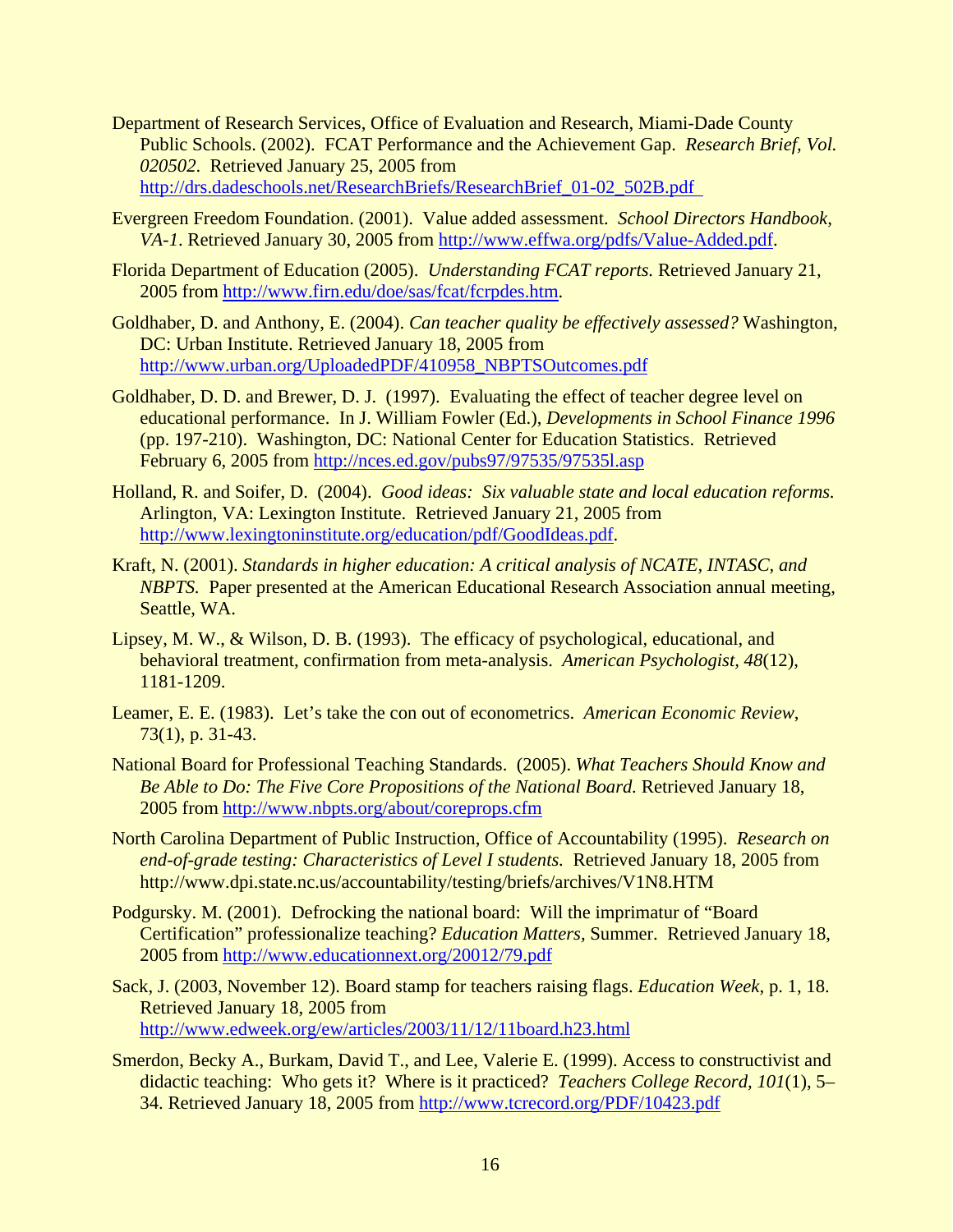Department of Research Services, Office of Evaluation and Research, Miami-Dade County Public Schools. (2002). FCAT Performance and the Achievement Gap. *Research Brief, Vol. 020502*. Retrieved January 25, 2005 from http://drs.dadeschools.net/ResearchBriefs/ResearchBrief_01-02_502B.pdf

Evergreen Freedom Foundation. (2001). Value added assessment. *School Directors Handbook, VA-1*. Retrieved January 30, 2005 from http://www.effwa.org/pdfs/Value-Added.pdf.

Florida Department of Education (2005). *Understanding FCAT reports.* Retrieved January 21, 2005 from http://www.firn.edu/doe/sas/fcat/fcrpdes.htm.

Goldhaber, D. and Anthony, E. (2004). *Can teacher quality be effectively assessed?* Washington, DC: Urban Institute. Retrieved January 18, 2005 from http://www.urban.org/UploadedPDF/410958_NBPTSOutcomes.pdf

Goldhaber, D. D. and Brewer, D. J. (1997). Evaluating the effect of teacher degree level on educational performance. In J. William Fowler (Ed.), *Developments in School Finance 1996* (pp. 197-210). Washington, DC: National Center for Education Statistics. Retrieved February 6, 2005 from http://nces.ed.gov/pubs97/97535/97535l.asp

Holland, R. and Soifer, D. (2004). *Good ideas: Six valuable state and local education reforms.* Arlington, VA: Lexington Institute. Retrieved January 21, 2005 from http://www.lexingtoninstitute.org/education/pdf/GoodIdeas.pdf.

Kraft, N. (2001). *Standards in higher education: A critical analysis of NCATE, INTASC, and NBPTS.* Paper presented at the American Educational Research Association annual meeting, Seattle, WA.

Lipsey, M. W., & Wilson, D. B. (1993). The efficacy of psychological, educational, and behavioral treatment, confirmation from meta-analysis. *American Psychologist, 48*(12), 1181-1209.

Leamer, E. E. (1983). Let's take the con out of econometrics. *American Economic Review*, 73(1), p. 31-43.

National Board for Professional Teaching Standards. (2005). *What Teachers Should Know and Be Able to Do: The Five Core Propositions of the National Board.* Retrieved January 18, 2005 from http://www.nbpts.org/about/coreprops.cfm

North Carolina Department of Public Instruction, Office of Accountability (1995). *Research on end-of-grade testing: Characteristics of Level I students.* Retrieved January 18, 2005 from http://www.dpi.state.nc.us/accountability/testing/briefs/archives/V1N8.HTM

Podgursky. M. (2001). Defrocking the national board: Will the imprimatur of "Board Certification" professionalize teaching? *Education Matters,* Summer. Retrieved January 18, 2005 from http://www.educationnext.org/20012/79.pdf

Sack, J. (2003, November 12). Board stamp for teachers raising flags. *Education Week*, p. 1, 18. Retrieved January 18, 2005 from http://www.edweek.org/ew/articles/2003/11/12/11board.h23.html

Smerdon, Becky A., Burkam, David T., and Lee, Valerie E. (1999). Access to constructivist and didactic teaching: Who gets it? Where is it practiced? *Teachers College Record, 101*(1), 5–34. Retrieved January 18, 2005 from http://www.tcrecord.org/PDF/10423.pdf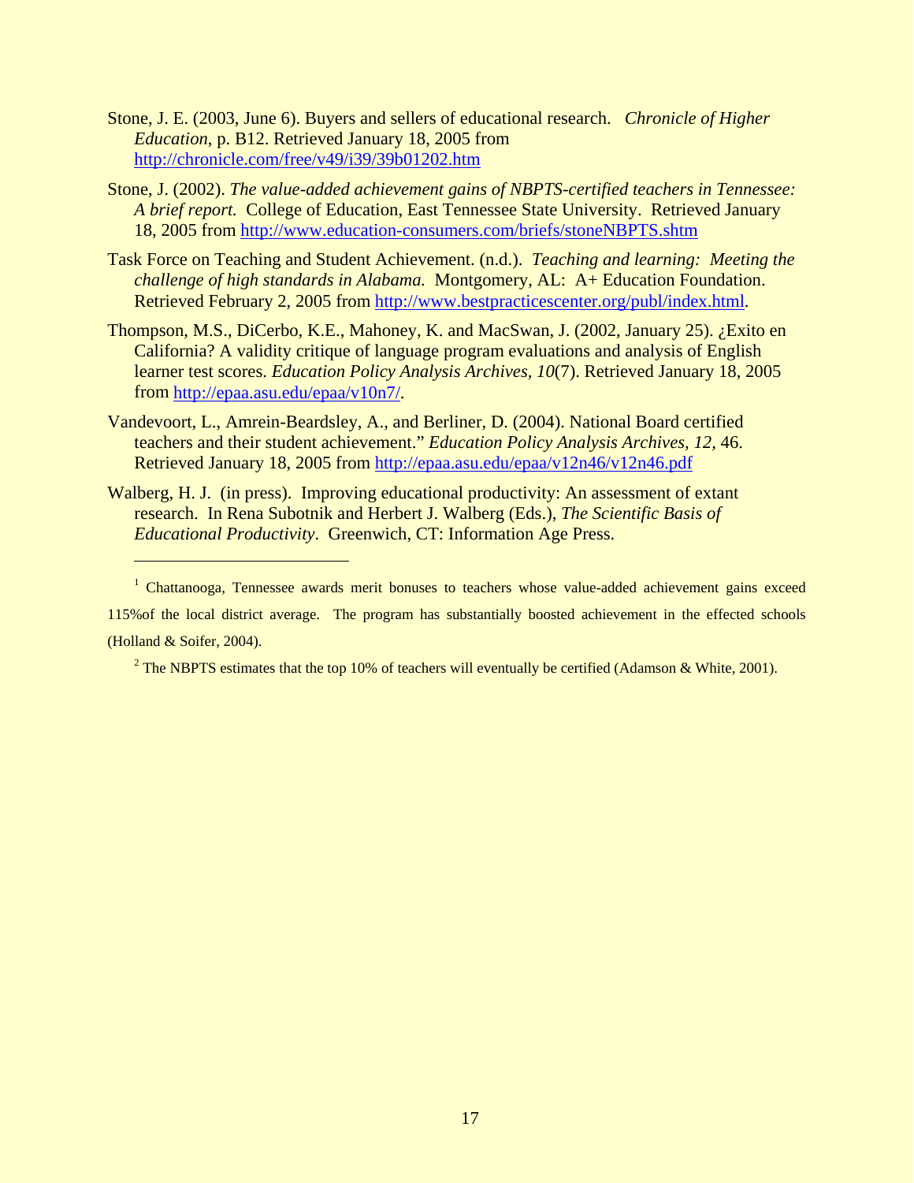Stone, J. E. (2003, June 6). Buyers and sellers of educational research. *Chronicle of Higher Education*, p. B12. Retrieved January 18, 2005 from http://chronicle.com/free/v49/i39/39b01202.htm

Stone, J. (2002). *The value-added achievement gains of NBPTS-certified teachers in Tennessee: A brief report.* College of Education, East Tennessee State University. Retrieved January 18, 2005 from http://www.education-consumers.com/briefs/stoneNBPTS.shtm

Task Force on Teaching and Student Achievement. (n.d.). *Teaching and learning: Meeting the challenge of high standards in Alabama.* Montgomery, AL: A+ Education Foundation. Retrieved February 2, 2005 from http://www.bestpracticescenter.org/publ/index.html.

Thompson, M.S., DiCerbo, K.E., Mahoney, K. and MacSwan, J. (2002, January 25). ¿Exito en California? A validity critique of language program evaluations and analysis of English learner test scores. *Education Policy Analysis Archives, 10*(7). Retrieved January 18, 2005 from http://epaa.asu.edu/epaa/v10n7/.

Vandevoort, L., Amrein-Beardsley, A., and Berliner, D. (2004). National Board certified teachers and their student achievement." *Education Policy Analysis Archives, 12,* 46. Retrieved January 18, 2005 from http://epaa.asu.edu/epaa/v12n46/v12n46.pdf

Walberg, H. J. (in press). Improving educational productivity: An assessment of extant research. In Rena Subotnik and Herbert J. Walberg (Eds.), *The Scientific Basis of Educational Productivity*. Greenwich, CT: Information Age Press.

---

[1] Chattanooga, Tennessee awards merit bonuses to teachers whose value-added achievement gains exceed 115%of the local district average. The program has substantially boosted achievement in the effected schools (Holland & Soifer, 2004).

[2] The NBPTS estimates that the top 10% of teachers will eventually be certified (Adamson & White, 2001).